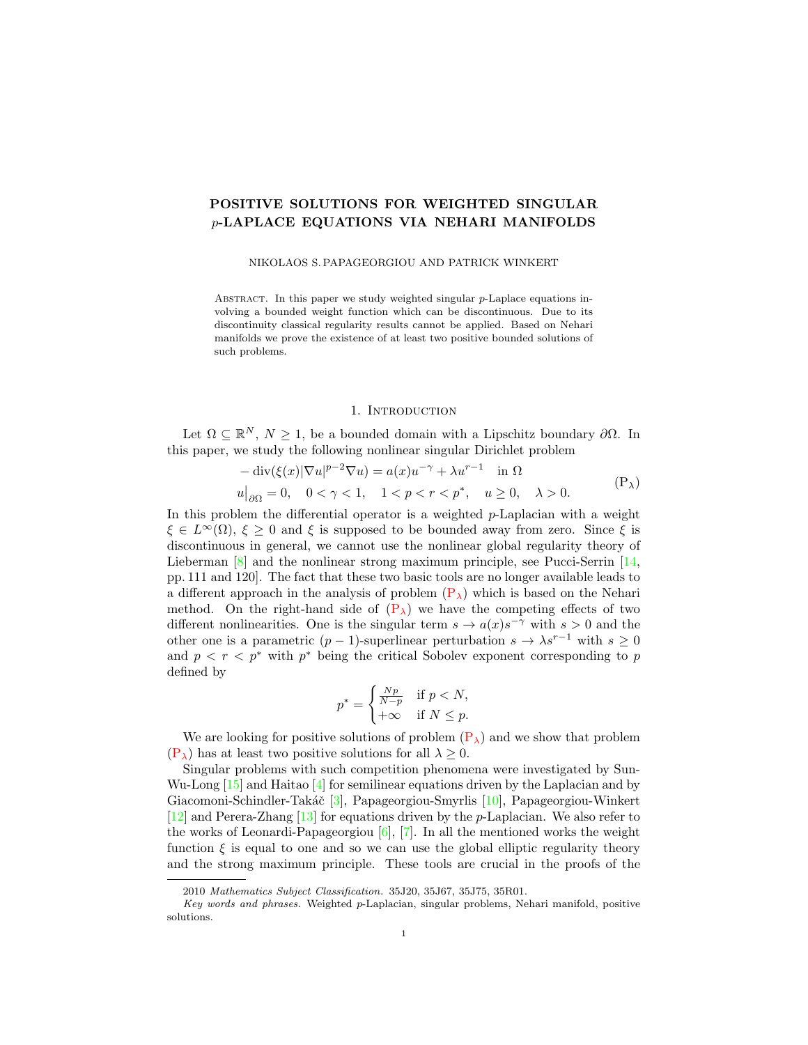# POSITIVE SOLUTIONS FOR WEIGHTED SINGULAR $p$-LAPLACE EQUATIONS VIA NEHARI MANIFOLDS

NIKOLAOS S. PAPAGEORGIOU AND PATRICK WINKERT

Abstract. In this paper we study weighted singular $p$-Laplace equations involving a bounded weight function which can be discontinuous. Due to its discontinuity classical regularity results cannot be applied. Based on Nehari manifolds we prove the existence of at least two positive bounded solutions of such problems.

## 1. Introduction

Let $\Omega \subseteq \mathbb{R}^N$, $N \geq 1$, be a bounded domain with a Lipschitz boundary $\partial\Omega$. In this paper, we study the following nonlinear singular Dirichlet problem

$$
\begin{aligned}
&-\operatorname{div}(\xi(x)|\nabla u|^{p-2}\nabla u) = a(x)u^{-\gamma} + \lambda u^{r-1} \quad \text{in } \Omega\\
&u\big|_{\partial\Omega} = 0, \quad 0 < \gamma < 1, \quad 1 < p < r < p^*, \quad u \geq 0, \quad \lambda > 0.
\end{aligned}
\tag{P$_\lambda$}
$$

In this problem the differential operator is a weighted $p$-Laplacian with a weight $\xi \in L^\infty(\Omega)$, $\xi \geq 0$ and $\xi$ is supposed to be bounded away from zero. Since $\xi$ is discontinuous in general, we cannot use the nonlinear global regularity theory of Lieberman [8] and the nonlinear strong maximum principle, see Pucci-Serrin [14, pp. 111 and 120]. The fact that these two basic tools are no longer available leads to a different approach in the analysis of problem (P$_\lambda$) which is based on the Nehari method. On the right-hand side of (P$_\lambda$) we have the competing effects of two different nonlinearities. One is the singular term $s \to a(x)s^{-\gamma}$ with $s > 0$ and the other one is a parametric $(p-1)$-superlinear perturbation $s \to \lambda s^{r-1}$ with $s \geq 0$ and $p < r < p^*$ with $p^*$ being the critical Sobolev exponent corresponding to $p$ defined by

$$
p^* = \begin{cases} \frac{Np}{N-p} & \text{if } p < N,\\ +\infty & \text{if } N \leq p. \end{cases}
$$

We are looking for positive solutions of problem (P$_\lambda$) and we show that problem (P$_\lambda$) has at least two positive solutions for all $\lambda \geq 0$.

Singular problems with such competition phenomena were investigated by Sun-Wu-Long [15] and Haitao [4] for semilinear equations driven by the Laplacian and by Giacomoni-Schindler-Takáč [3], Papageorgiou-Smyrlis [10], Papageorgiou-Winkert [12] and Perera-Zhang [13] for equations driven by the $p$-Laplacian. We also refer to the works of Leonardi-Papageorgiou [6], [7]. In all the mentioned works the weight function $\xi$ is equal to one and so we can use the global elliptic regularity theory and the strong maximum principle. These tools are crucial in the proofs of the

2010 *Mathematics Subject Classification.* 35J20, 35J67, 35J75, 35R01.

*Key words and phrases.* Weighted $p$-Laplacian, singular problems, Nehari manifold, positive solutions.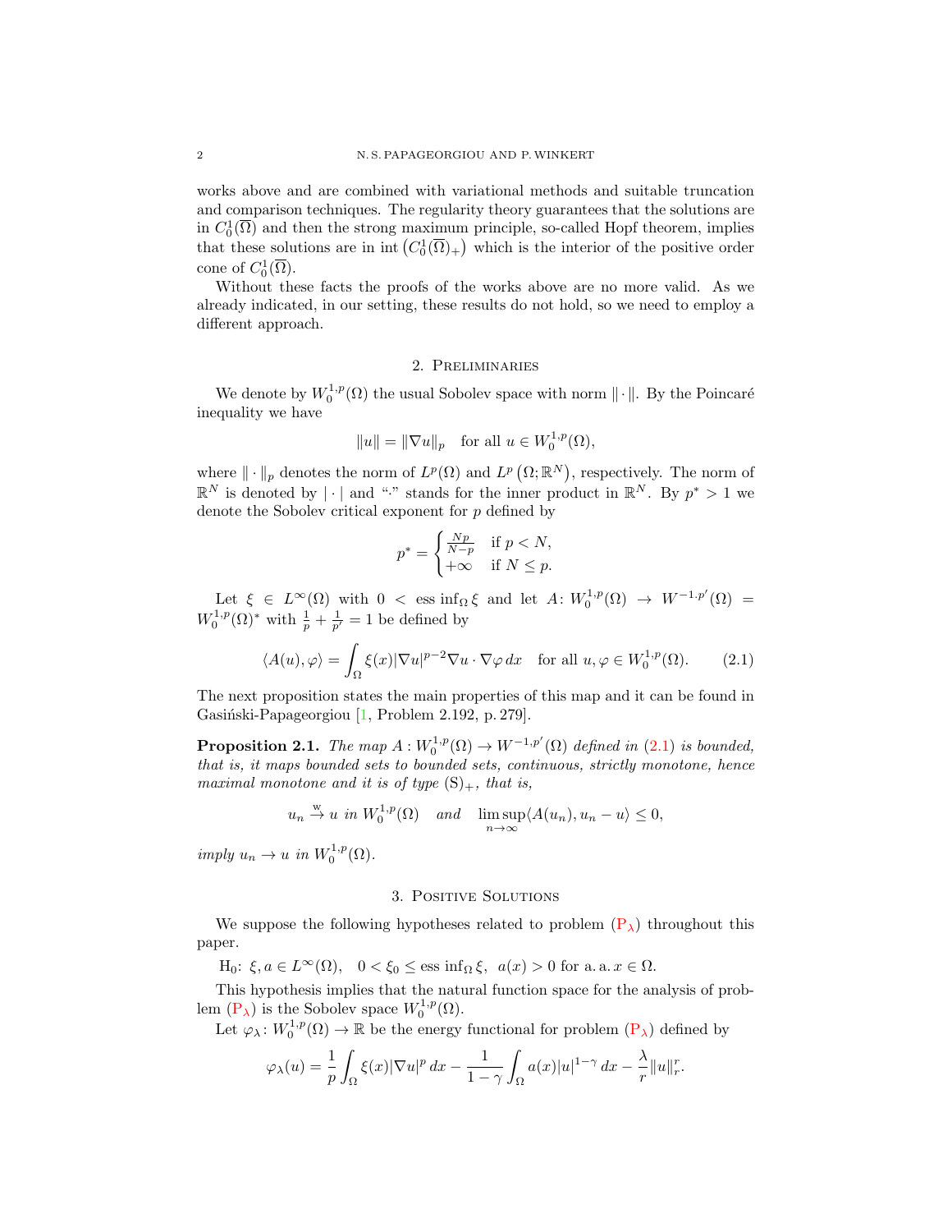works above and are combined with variational methods and suitable truncation and comparison techniques. The regularity theory guarantees that the solutions are in $C_0^1(\overline{\Omega})$ and then the strong maximum principle, so-called Hopf theorem, implies that these solutions are in $\operatorname{int}\left(C_0^1(\overline{\Omega})_+\right)$ which is the interior of the positive order cone of $C_0^1(\overline{\Omega})$.

Without these facts the proofs of the works above are no more valid. As we already indicated, in our setting, these results do not hold, so we need to employ a different approach.

## 2. Preliminaries

We denote by $W_0^{1,p}(\Omega)$ the usual Sobolev space with norm $\|\cdot\|$. By the Poincaré inequality we have

$$\|u\| = \|\nabla u\|_p \quad \text{for all } u \in W_0^{1,p}(\Omega),$$

where $\|\cdot\|_p$ denotes the norm of $L^p(\Omega)$ and $L^p\left(\Omega;\mathbb{R}^N\right)$, respectively. The norm of $\mathbb{R}^N$ is denoted by $|\cdot|$ and "$\cdot$" stands for the inner product in $\mathbb{R}^N$. By $p^* > 1$ we denote the Sobolev critical exponent for $p$ defined by

$$p^* = \begin{cases} \frac{Np}{N-p} & \text{if } p < N, \\ +\infty & \text{if } N \leq p. \end{cases}$$

Let $\xi \in L^\infty(\Omega)$ with $0 < \operatorname{ess\,inf}_\Omega \xi$ and let $A\colon W_0^{1,p}(\Omega) \to W^{-1,p'}(\Omega) = W_0^{1,p}(\Omega)^*$ with $\frac{1}{p} + \frac{1}{p'} = 1$ be defined by

$$\langle A(u), \varphi\rangle = \int_\Omega \xi(x)|\nabla u|^{p-2}\nabla u \cdot \nabla \varphi \,dx \quad \text{for all } u, \varphi \in W_0^{1,p}(\Omega). \tag{2.1}$$

The next proposition states the main properties of this map and it can be found in Gasiński-Papageorgiou [1, Problem 2.192, p. 279].

**Proposition 2.1.** *The map $A: W_0^{1,p}(\Omega) \to W^{-1,p'}(\Omega)$ defined in (2.1) is bounded, that is, it maps bounded sets to bounded sets, continuous, strictly monotone, hence maximal monotone and it is of type $(\mathrm{S})_+$, that is,*

$$u_n \overset{\mathrm{w}}{\to} u \text{ in } W_0^{1,p}(\Omega) \quad \text{and} \quad \limsup_{n\to\infty} \langle A(u_n), u_n - u\rangle \leq 0,$$

*imply $u_n \to u$ in $W_0^{1,p}(\Omega)$.*

## 3. Positive Solutions

We suppose the following hypotheses related to problem $(\mathrm{P}_\lambda)$ throughout this paper.

H$_0$: $\xi, a \in L^\infty(\Omega)$, $\quad 0 < \xi_0 \leq \operatorname{ess\,inf}_\Omega \xi$, $\;a(x) > 0$ for a. a. $x \in \Omega$.

This hypothesis implies that the natural function space for the analysis of problem $(\mathrm{P}_\lambda)$ is the Sobolev space $W_0^{1,p}(\Omega)$.

Let $\varphi_\lambda\colon W_0^{1,p}(\Omega) \to \mathbb{R}$ be the energy functional for problem $(\mathrm{P}_\lambda)$ defined by

$$\varphi_\lambda(u) = \frac{1}{p}\int_\Omega \xi(x)|\nabla u|^p \,dx - \frac{1}{1-\gamma}\int_\Omega a(x)|u|^{1-\gamma}\,dx - \frac{\lambda}{r}\|u\|_r^r.$$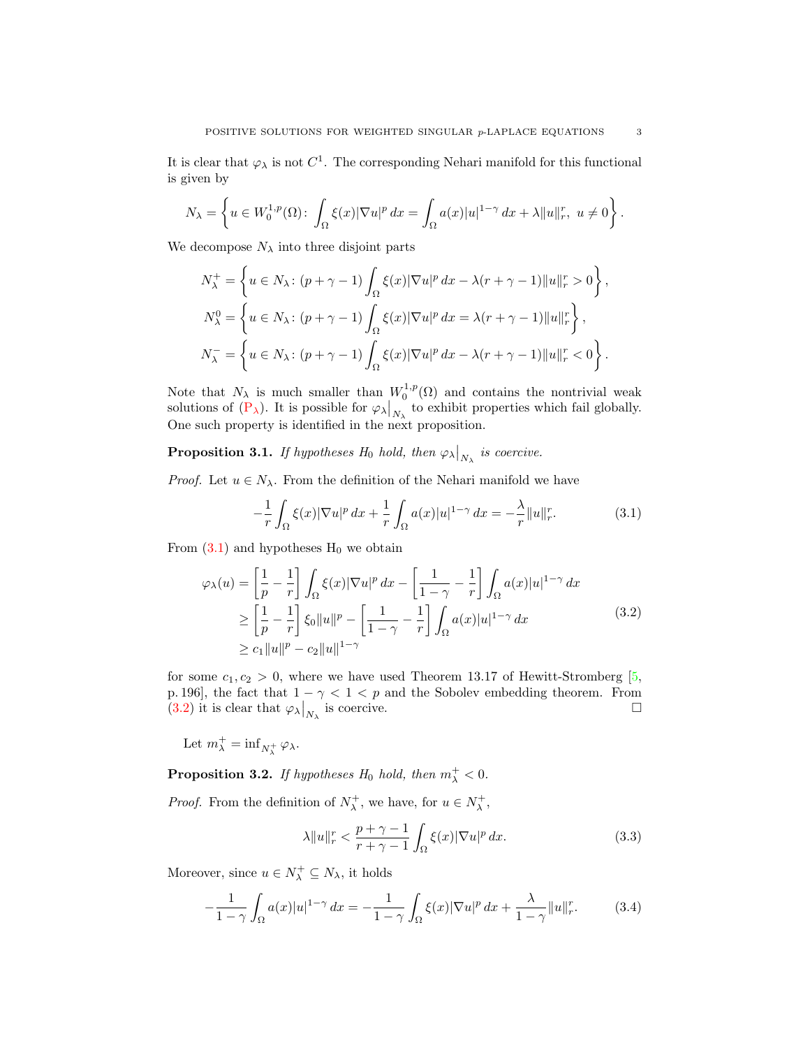It is clear that $\varphi_\lambda$ is not $C^1$. The corresponding Nehari manifold for this functional is given by

$$N_\lambda = \left\{ u \in W_0^{1,p}(\Omega) \colon \int_\Omega \xi(x)|\nabla u|^p \,dx = \int_\Omega a(x)|u|^{1-\gamma}\,dx + \lambda \|u\|_r^r, \ u \neq 0 \right\}.$$

We decompose $N_\lambda$ into three disjoint parts

$$\begin{aligned}
N_\lambda^+ &= \left\{ u \in N_\lambda \colon (p+\gamma-1)\int_\Omega \xi(x)|\nabla u|^p\,dx - \lambda(r+\gamma-1)\|u\|_r^r > 0 \right\},\\
N_\lambda^0 &= \left\{ u \in N_\lambda \colon (p+\gamma-1)\int_\Omega \xi(x)|\nabla u|^p\,dx = \lambda(r+\gamma-1)\|u\|_r^r \right\},\\
N_\lambda^- &= \left\{ u \in N_\lambda \colon (p+\gamma-1)\int_\Omega \xi(x)|\nabla u|^p\,dx - \lambda(r+\gamma-1)\|u\|_r^r < 0 \right\}.
\end{aligned}$$

Note that $N_\lambda$ is much smaller than $W_0^{1,p}(\Omega)$ and contains the nontrivial weak solutions of ($\mathrm{P}_\lambda$). It is possible for $\varphi_\lambda\big|_{N_\lambda}$ to exhibit properties which fail globally. One such property is identified in the next proposition.

**Proposition 3.1.** *If hypotheses $H_0$ hold, then $\varphi_\lambda\big|_{N_\lambda}$ is coercive.*

*Proof.* Let $u \in N_\lambda$. From the definition of the Nehari manifold we have

$$-\frac{1}{r}\int_\Omega \xi(x)|\nabla u|^p\,dx + \frac{1}{r}\int_\Omega a(x)|u|^{1-\gamma}\,dx = -\frac{\lambda}{r}\|u\|_r^r. \tag{3.1}$$

From (3.1) and hypotheses $\mathrm{H}_0$ we obtain

$$\begin{aligned}
\varphi_\lambda(u) &= \left[\frac{1}{p}-\frac{1}{r}\right]\int_\Omega \xi(x)|\nabla u|^p\,dx - \left[\frac{1}{1-\gamma}-\frac{1}{r}\right]\int_\Omega a(x)|u|^{1-\gamma}\,dx\\
&\geq \left[\frac{1}{p}-\frac{1}{r}\right]\xi_0\|u\|^p - \left[\frac{1}{1-\gamma}-\frac{1}{r}\right]\int_\Omega a(x)|u|^{1-\gamma}\,dx\\
&\geq c_1\|u\|^p - c_2\|u\|^{1-\gamma}
\end{aligned} \tag{3.2}$$

for some $c_1, c_2 > 0$, where we have used Theorem 13.17 of Hewitt-Stromberg [5, p. 196], the fact that $1-\gamma < 1 < p$ and the Sobolev embedding theorem. From (3.2) it is clear that $\varphi_\lambda\big|_{N_\lambda}$ is coercive. $\square$

Let $m_\lambda^+ = \inf_{N_\lambda^+}\varphi_\lambda$.

**Proposition 3.2.** *If hypotheses $H_0$ hold, then $m_\lambda^+ < 0$.*

*Proof.* From the definition of $N_\lambda^+$, we have, for $u \in N_\lambda^+$,

$$\lambda\|u\|_r^r < \frac{p+\gamma-1}{r+\gamma-1}\int_\Omega \xi(x)|\nabla u|^p\,dx. \tag{3.3}$$

Moreover, since $u \in N_\lambda^+ \subseteq N_\lambda$, it holds

$$-\frac{1}{1-\gamma}\int_\Omega a(x)|u|^{1-\gamma}\,dx = -\frac{1}{1-\gamma}\int_\Omega \xi(x)|\nabla u|^p\,dx + \frac{\lambda}{1-\gamma}\|u\|_r^r. \tag{3.4}$$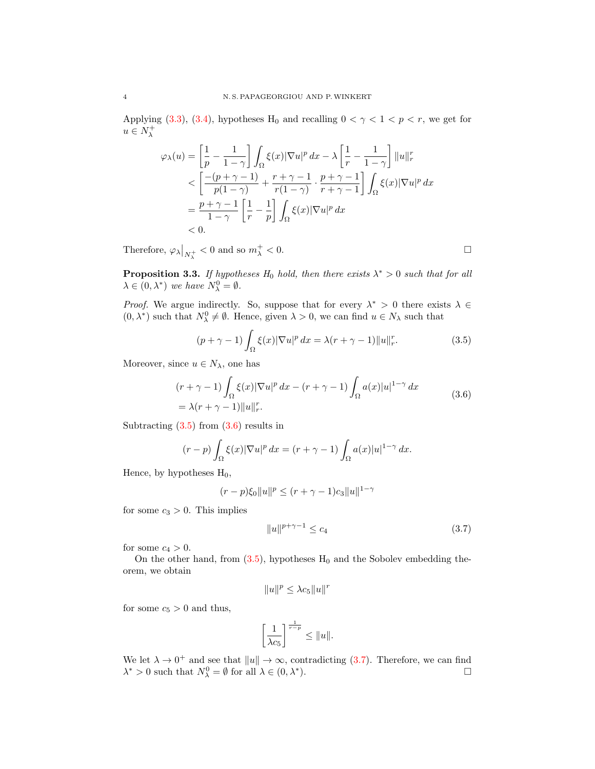Applying (3.3), (3.4), hypotheses $H_0$ and recalling $0 < \gamma < 1 < p < r$, we get for $u \in N_\lambda^+$

$$
\begin{aligned}
\varphi_\lambda(u) &= \left[\frac{1}{p} - \frac{1}{1-\gamma}\right] \int_\Omega \xi(x)|\nabla u|^p \, dx - \lambda \left[\frac{1}{r} - \frac{1}{1-\gamma}\right] \|u\|_r^r \\
&< \left[\frac{-(p+\gamma-1)}{p(1-\gamma)} + \frac{r+\gamma-1}{r(1-\gamma)} \cdot \frac{p+\gamma-1}{r+\gamma-1}\right] \int_\Omega \xi(x)|\nabla u|^p \, dx \\
&= \frac{p+\gamma-1}{1-\gamma} \left[\frac{1}{r} - \frac{1}{p}\right] \int_\Omega \xi(x)|\nabla u|^p \, dx \\
&< 0.
\end{aligned}
$$

Therefore, $\varphi_\lambda\big|_{N_\lambda^+} < 0$ and so $m_\lambda^+ < 0$. $\square$

**Proposition 3.3.** *If hypotheses $H_0$ hold, then there exists $\lambda^* > 0$ such that for all $\lambda \in (0, \lambda^*)$ we have $N_\lambda^0 = \emptyset$.*

*Proof.* We argue indirectly. So, suppose that for every $\lambda^* > 0$ there exists $\lambda \in (0, \lambda^*)$ such that $N_\lambda^0 \neq \emptyset$. Hence, given $\lambda > 0$, we can find $u \in N_\lambda$ such that

$$
(p+\gamma-1) \int_\Omega \xi(x)|\nabla u|^p \, dx = \lambda(r+\gamma-1)\|u\|_r^r. \tag{3.5}
$$

Moreover, since $u \in N_\lambda$, one has

$$
\begin{aligned}
&(r+\gamma-1) \int_\Omega \xi(x)|\nabla u|^p \, dx - (r+\gamma-1) \int_\Omega a(x)|u|^{1-\gamma} \, dx \\
&= \lambda(r+\gamma-1)\|u\|_r^r.
\end{aligned} \tag{3.6}
$$

Subtracting (3.5) from (3.6) results in

$$
(r-p) \int_\Omega \xi(x)|\nabla u|^p \, dx = (r+\gamma-1) \int_\Omega a(x)|u|^{1-\gamma} \, dx.
$$

Hence, by hypotheses $H_0$,

$$
(r-p)\xi_0\|u\|^p \leq (r+\gamma-1)c_3\|u\|^{1-\gamma}
$$

for some $c_3 > 0$. This implies

$$
\|u\|^{p+\gamma-1} \leq c_4 \tag{3.7}
$$

for some $c_4 > 0$.

On the other hand, from (3.5), hypotheses $H_0$ and the Sobolev embedding theorem, we obtain

$$
\|u\|^p \leq \lambda c_5 \|u\|^r
$$

for some $c_5 > 0$ and thus,

$$
\left[\frac{1}{\lambda c_5}\right]^{\frac{1}{r-p}} \leq \|u\|.
$$

We let $\lambda \to 0^+$ and see that $\|u\| \to \infty$, contradicting (3.7). Therefore, we can find $\lambda^* > 0$ such that $N_\lambda^0 = \emptyset$ for all $\lambda \in (0, \lambda^*)$. $\square$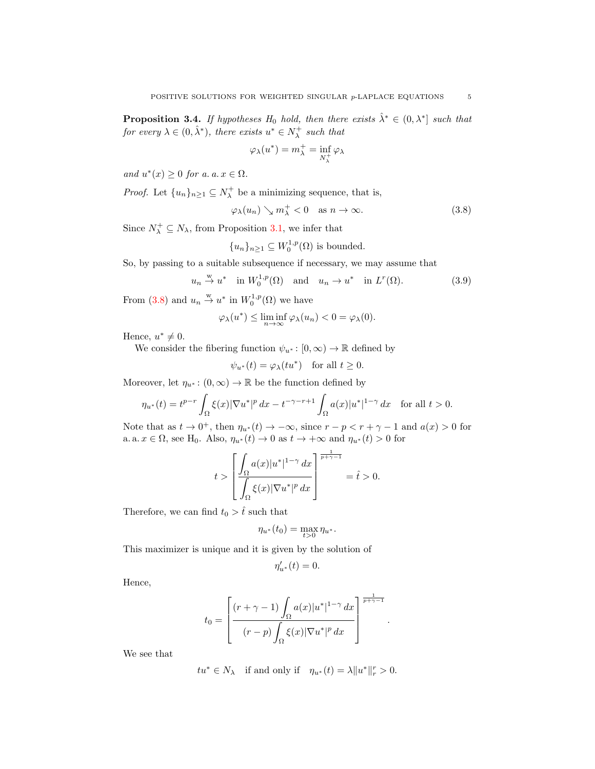**Proposition 3.4.** *If hypotheses $H_0$ hold, then there exists $\hat{\lambda}^* \in (0, \lambda^*]$ such that for every $\lambda \in (0, \hat{\lambda}^*)$, there exists $u^* \in N_\lambda^+$ such that*

$$\varphi_\lambda(u^*) = m_\lambda^+ = \inf_{N_\lambda^+} \varphi_\lambda$$

*and $u^*(x) \geq 0$ for a. a. $x \in \Omega$.*

*Proof.* Let $\{u_n\}_{n\geq 1} \subseteq N_\lambda^+$ be a minimizing sequence, that is,

$$\varphi_\lambda(u_n) \searrow m_\lambda^+ < 0 \quad \text{as } n \to \infty. \tag{3.8}$$

Since $N_\lambda^+ \subseteq N_\lambda$, from Proposition 3.1, we infer that

$$\{u_n\}_{n\geq 1} \subseteq W_0^{1,p}(\Omega) \text{ is bounded.}$$

So, by passing to a suitable subsequence if necessary, we may assume that

$$u_n \overset{\text{w}}{\to} u^* \quad \text{in } W_0^{1,p}(\Omega) \quad \text{and} \quad u_n \to u^* \quad \text{in } L^r(\Omega). \tag{3.9}$$

From (3.8) and $u_n \overset{\text{w}}{\to} u^*$ in $W_0^{1,p}(\Omega)$ we have

$$\varphi_\lambda(u^*) \leq \liminf_{n\to\infty} \varphi_\lambda(u_n) < 0 = \varphi_\lambda(0).$$

Hence, $u^* \neq 0$.

We consider the fibering function $\psi_{u^*} \colon [0, \infty) \to \mathbb{R}$ defined by

$$\psi_{u^*}(t) = \varphi_\lambda(tu^*) \quad \text{for all } t \geq 0.$$

Moreover, let $\eta_{u^*} \colon (0, \infty) \to \mathbb{R}$ be the function defined by

$$\eta_{u^*}(t) = t^{p-r} \int_\Omega \xi(x) |\nabla u^*|^p \, dx - t^{-\gamma-r+1} \int_\Omega a(x) |u^*|^{1-\gamma} \, dx \quad \text{for all } t > 0.$$

Note that as $t \to 0^+$, then $\eta_{u^*}(t) \to -\infty$, since $r - p < r + \gamma - 1$ and $a(x) > 0$ for a. a. $x \in \Omega$, see $H_0$. Also, $\eta_{u^*}(t) \to 0$ as $t \to +\infty$ and $\eta_{u^*}(t) > 0$ for

$$t > \left[ \frac{\displaystyle\int_\Omega a(x) |u^*|^{1-\gamma} \, dx}{\displaystyle\int_\Omega \xi(x) |\nabla u^*|^p \, dx} \right]^{\frac{1}{p+\gamma-1}} = \hat{t} > 0.$$

Therefore, we can find $t_0 > \hat{t}$ such that

$$\eta_{u^*}(t_0) = \max_{t>0} \eta_{u^*}.$$

This maximizer is unique and it is given by the solution of

$$\eta'_{u^*}(t) = 0.$$

Hence,

$$t_0 = \left[ \frac{(r + \gamma - 1) \displaystyle\int_\Omega a(x) |u^*|^{1-\gamma} \, dx}{(r - p) \displaystyle\int_\Omega \xi(x) |\nabla u^*|^p \, dx} \right]^{\frac{1}{p+\gamma-1}}.$$

We see that

$$tu^* \in N_\lambda \quad \text{if and only if} \quad \eta_{u^*}(t) = \lambda \|u^*\|_r^r > 0.$$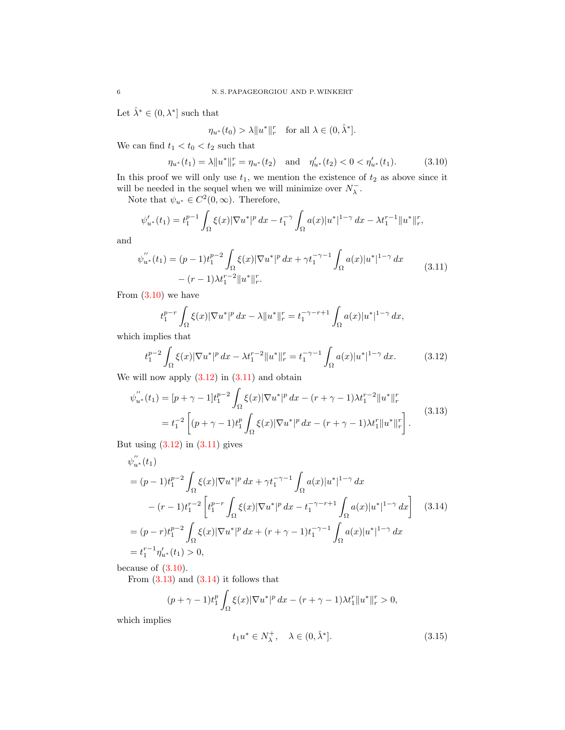Let $\hat{\lambda}^* \in (0, \lambda^*]$ such that

$$\eta_{u^*}(t_0) > \lambda \|u^*\|_r^r \quad \text{for all } \lambda \in (0, \hat{\lambda}^*].$$

We can find $t_1 < t_0 < t_2$ such that

$$\eta_{u^*}(t_1) = \lambda \|u^*\|_r^r = \eta_{u^*}(t_2) \quad \text{and} \quad \eta'_{u^*}(t_2) < 0 < \eta'_{u^*}(t_1). \tag{3.10}$$

In this proof we will only use $t_1$, we mention the existence of $t_2$ as above since it will be needed in the sequel when we will minimize over $N_\lambda^-$.

Note that $\psi_{u^*} \in C^2(0, \infty)$. Therefore,

$$\psi'_{u^*}(t_1) = t_1^{p-1} \int_\Omega \xi(x) |\nabla u^*|^p \, dx - t_1^{-\gamma} \int_\Omega a(x) |u^*|^{1-\gamma} \, dx - \lambda t_1^{r-1} \|u^*\|_r^r,$$

and

$$\begin{aligned} \psi''_{u^*}(t_1) = (p-1) t_1^{p-2} \int_\Omega \xi(x) |\nabla u^*|^p \, dx + \gamma t_1^{-\gamma-1} \int_\Omega a(x) |u^*|^{1-\gamma} \, dx \\ - (r-1) \lambda t_1^{r-2} \|u^*\|_r^r. \end{aligned} \tag{3.11}$$

From (3.10) we have

$$t_1^{p-r} \int_\Omega \xi(x) |\nabla u^*|^p \, dx - \lambda \|u^*\|_r^r = t_1^{-\gamma-r+1} \int_\Omega a(x) |u^*|^{1-\gamma} \, dx,$$

which implies that

$$t_1^{p-2} \int_\Omega \xi(x) |\nabla u^*|^p \, dx - \lambda t_1^{r-2} \|u^*\|_r^r = t_1^{-\gamma-1} \int_\Omega a(x) |u^*|^{1-\gamma} \, dx. \tag{3.12}$$

We will now apply (3.12) in (3.11) and obtain

$$\begin{aligned} \psi''_{u^*}(t_1) &= [p+\gamma-1] t_1^{p-2} \int_\Omega \xi(x) |\nabla u^*|^p \, dx - (r+\gamma-1) \lambda t_1^{r-2} \|u^*\|_r^r \\ &= t_1^{-2} \left[ (p+\gamma-1) t_1^p \int_\Omega \xi(x) |\nabla u^*|^p \, dx - (r+\gamma-1) \lambda t_1^r \|u^*\|_r^r \right]. \end{aligned} \tag{3.13}$$

But using (3.12) in (3.11) gives

$$\begin{aligned} &\psi''_{u^*}(t_1) \\ &= (p-1) t_1^{p-2} \int_\Omega \xi(x) |\nabla u^*|^p \, dx + \gamma t_1^{-\gamma-1} \int_\Omega a(x) |u^*|^{1-\gamma} \, dx \\ &\quad - (r-1) t_1^{r-2} \left[ t_1^{p-r} \int_\Omega \xi(x) |\nabla u^*|^p \, dx - t_1^{-\gamma-r+1} \int_\Omega a(x) |u^*|^{1-\gamma} \, dx \right] \\ &= (p-r) t_1^{p-2} \int_\Omega \xi(x) |\nabla u^*|^p \, dx + (r+\gamma-1) t_1^{-\gamma-1} \int_\Omega a(x) |u^*|^{1-\gamma} \, dx \\ &= t_1^{r-1} \eta'_{u^*}(t_1) > 0, \end{aligned} \tag{3.14}$$

because of (3.10).

From (3.13) and (3.14) it follows that

$$(p+\gamma-1) t_1^p \int_\Omega \xi(x) |\nabla u^*|^p \, dx - (r+\gamma-1) \lambda t_1^r \|u^*\|_r^r > 0,$$

which implies

$$t_1 u^* \in N_\lambda^+, \quad \lambda \in (0, \hat{\lambda}^*]. \tag{3.15}$$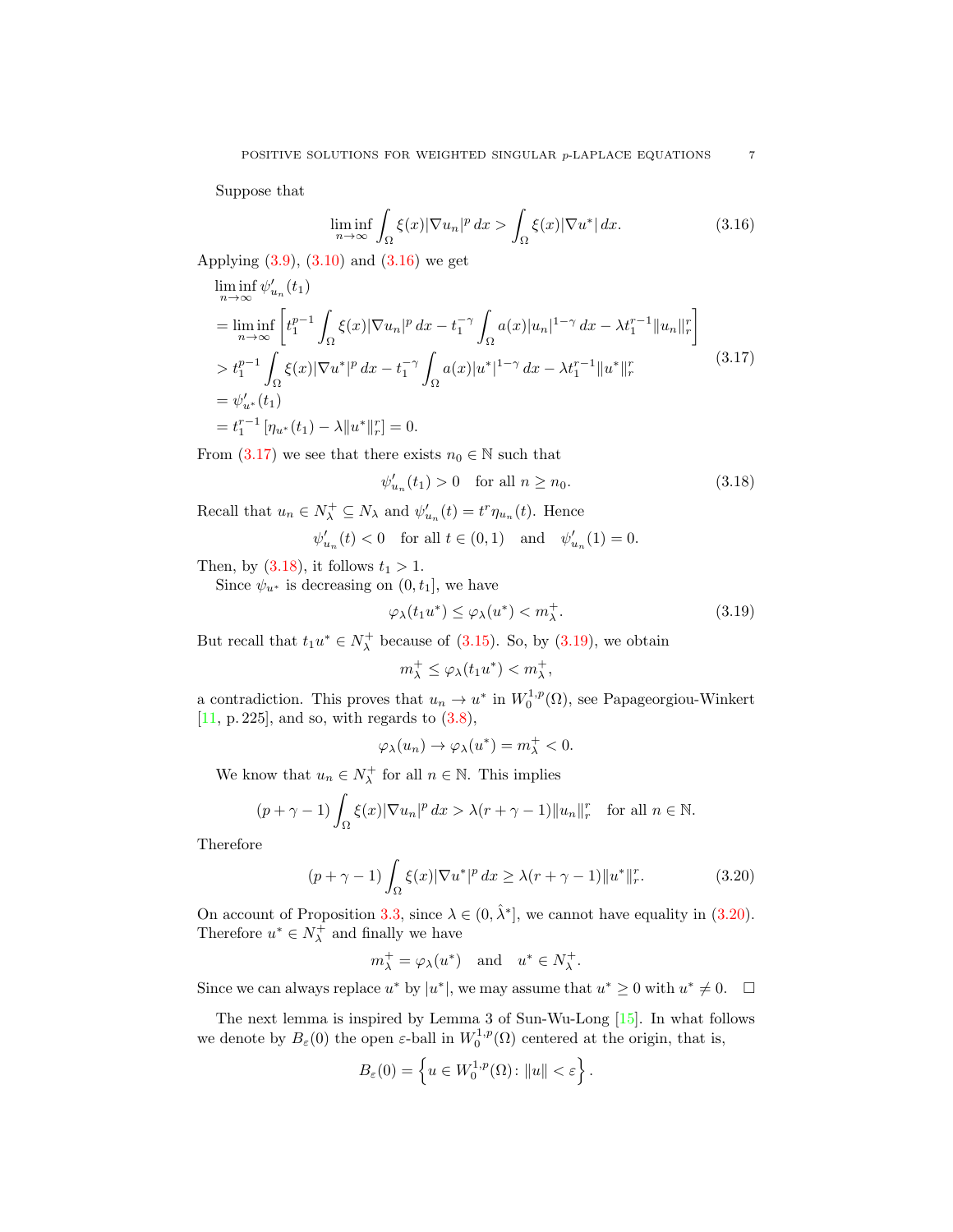Suppose that

$$\liminf_{n\to\infty} \int_\Omega \xi(x)|\nabla u_n|^p\,dx > \int_\Omega \xi(x)|\nabla u^*|\,dx. \tag{3.16}$$

Applying (3.9), (3.10) and (3.16) we get

$$\begin{aligned}
&\liminf_{n\to\infty} \psi'_{u_n}(t_1)\\
&= \liminf_{n\to\infty} \left[ t_1^{p-1} \int_\Omega \xi(x)|\nabla u_n|^p\,dx - t_1^{-\gamma} \int_\Omega a(x)|u_n|^{1-\gamma}\,dx - \lambda t_1^{r-1}\|u_n\|_r^r \right]\\
&> t_1^{p-1} \int_\Omega \xi(x)|\nabla u^*|^p\,dx - t_1^{-\gamma} \int_\Omega a(x)|u^*|^{1-\gamma}\,dx - \lambda t_1^{r-1}\|u^*\|_r^r\\
&= \psi'_{u^*}(t_1)\\
&= t_1^{r-1}\left[\eta_{u^*}(t_1) - \lambda\|u^*\|_r^r\right] = 0.
\end{aligned} \tag{3.17}$$

From (3.17) we see that there exists $n_0 \in \mathbb{N}$ such that

$$\psi'_{u_n}(t_1) > 0 \quad \text{for all } n \geq n_0. \tag{3.18}$$

Recall that $u_n \in N_\lambda^+ \subseteq N_\lambda$ and $\psi'_{u_n}(t) = t^r \eta_{u_n}(t)$. Hence

$$\psi'_{u_n}(t) < 0 \quad \text{for all } t \in (0,1) \quad \text{and} \quad \psi'_{u_n}(1) = 0.$$

Then, by (3.18), it follows $t_1 > 1$.

Since $\psi_{u^*}$ is decreasing on $(0, t_1]$, we have

$$\varphi_\lambda(t_1 u^*) \leq \varphi_\lambda(u^*) < m_\lambda^+. \tag{3.19}$$

But recall that $t_1 u^* \in N_\lambda^+$ because of (3.15). So, by (3.19), we obtain

$$m_\lambda^+ \leq \varphi_\lambda(t_1 u^*) < m_\lambda^+,$$

a contradiction. This proves that $u_n \to u^*$ in $W_0^{1,p}(\Omega)$, see Papageorgiou-Winkert [11, p. 225], and so, with regards to (3.8),

$$\varphi_\lambda(u_n) \to \varphi_\lambda(u^*) = m_\lambda^+ < 0.$$

We know that $u_n \in N_\lambda^+$ for all $n \in \mathbb{N}$. This implies

$$(p+\gamma-1)\int_\Omega \xi(x)|\nabla u_n|^p\,dx > \lambda(r+\gamma-1)\|u_n\|_r^r \quad \text{for all } n \in \mathbb{N}.$$

Therefore

$$(p+\gamma-1)\int_\Omega \xi(x)|\nabla u^*|^p\,dx \geq \lambda(r+\gamma-1)\|u^*\|_r^r. \tag{3.20}$$

On account of Proposition 3.3, since $\lambda \in (0, \hat{\lambda}^*]$, we cannot have equality in (3.20). Therefore $u^* \in N_\lambda^+$ and finally we have

$$m_\lambda^+ = \varphi_\lambda(u^*) \quad \text{and} \quad u^* \in N_\lambda^+.$$

Since we can always replace $u^*$ by $|u^*|$, we may assume that $u^* \geq 0$ with $u^* \neq 0$. $\square$

The next lemma is inspired by Lemma 3 of Sun-Wu-Long [15]. In what follows we denote by $B_\varepsilon(0)$ the open $\varepsilon$-ball in $W_0^{1,p}(\Omega)$ centered at the origin, that is,

$$B_\varepsilon(0) = \left\{ u \in W_0^{1,p}(\Omega) \colon \|u\| < \varepsilon \right\}.$$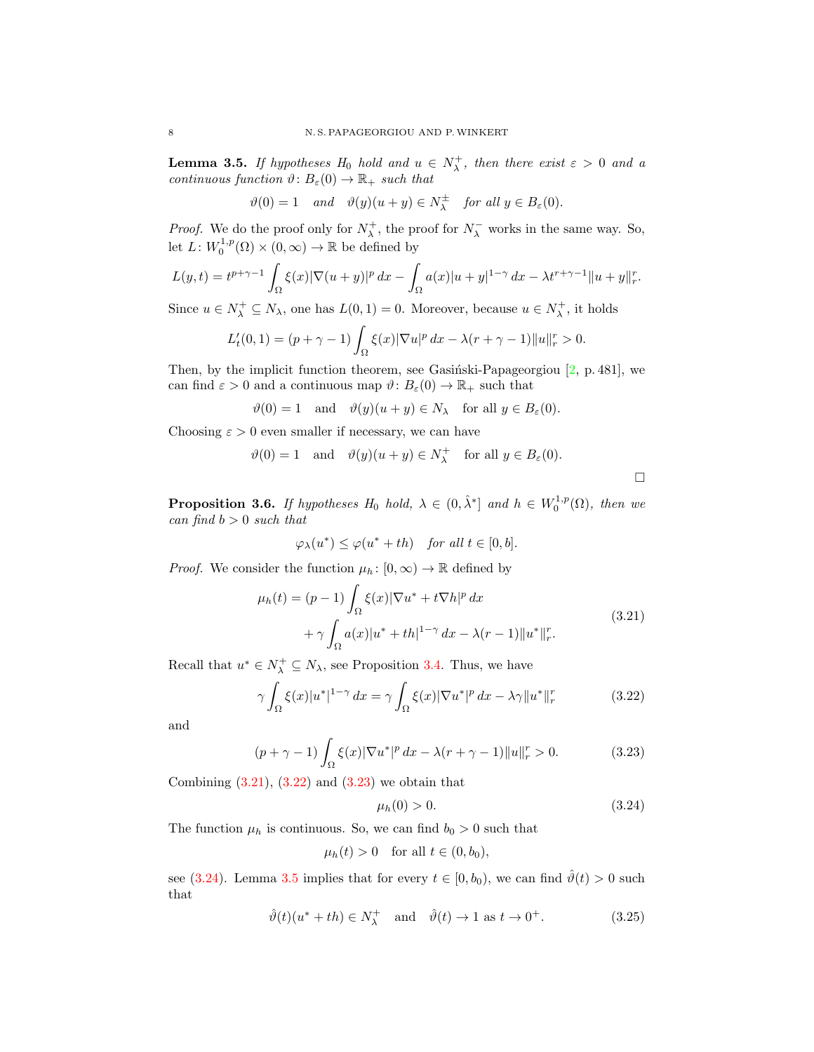**Lemma 3.5.** *If hypotheses $H_0$ hold and $u \in N_\lambda^+$, then there exist $\varepsilon > 0$ and a continuous function $\vartheta\colon B_\varepsilon(0) \to \mathbb{R}_+$ such that*

$$\vartheta(0) = 1 \quad \text{and} \quad \vartheta(y)(u+y) \in N_\lambda^\pm \quad \text{for all } y \in B_\varepsilon(0).$$

*Proof.* We do the proof only for $N_\lambda^+$, the proof for $N_\lambda^-$ works in the same way. So, let $L\colon W_0^{1,p}(\Omega) \times (0,\infty) \to \mathbb{R}$ be defined by

$$L(y,t) = t^{p+\gamma-1} \int_\Omega \xi(x)|\nabla(u+y)|^p \,dx - \int_\Omega a(x)|u+y|^{1-\gamma} \,dx - \lambda t^{r+\gamma-1}\|u+y\|_r^r.$$

Since $u \in N_\lambda^+ \subseteq N_\lambda$, one has $L(0,1) = 0$. Moreover, because $u \in N_\lambda^+$, it holds

$$L_t'(0,1) = (p+\gamma-1)\int_\Omega \xi(x)|\nabla u|^p \,dx - \lambda(r+\gamma-1)\|u\|_r^r > 0.$$

Then, by the implicit function theorem, see Gasiński-Papageorgiou [2, p. 481], we can find $\varepsilon > 0$ and a continuous map $\vartheta\colon B_\varepsilon(0) \to \mathbb{R}_+$ such that

$$\vartheta(0) = 1 \quad \text{and} \quad \vartheta(y)(u+y) \in N_\lambda \quad \text{for all } y \in B_\varepsilon(0).$$

Choosing $\varepsilon > 0$ even smaller if necessary, we can have

$$\vartheta(0) = 1 \quad \text{and} \quad \vartheta(y)(u+y) \in N_\lambda^+ \quad \text{for all } y \in B_\varepsilon(0).$$

□

**Proposition 3.6.** *If hypotheses $H_0$ hold, $\lambda \in (0, \hat{\lambda}^*]$ and $h \in W_0^{1,p}(\Omega)$, then we can find $b > 0$ such that*

$$\varphi_\lambda(u^*) \leq \varphi(u^* + th) \quad \text{for all } t \in [0,b].$$

*Proof.* We consider the function $\mu_h\colon [0,\infty) \to \mathbb{R}$ defined by

$$\begin{aligned} \mu_h(t) = (p-1)&\int_\Omega \xi(x)|\nabla u^* + t\nabla h|^p \,dx \\ &+ \gamma \int_\Omega a(x)|u^* + th|^{1-\gamma} \,dx - \lambda(r-1)\|u^*\|_r^r. \end{aligned} \tag{3.21}$$

Recall that $u^* \in N_\lambda^+ \subseteq N_\lambda$, see Proposition 3.4. Thus, we have

$$\gamma \int_\Omega \xi(x)|u^*|^{1-\gamma} \,dx = \gamma \int_\Omega \xi(x)|\nabla u^*|^p \,dx - \lambda\gamma\|u^*\|_r^r \tag{3.22}$$

and

$$(p+\gamma-1)\int_\Omega \xi(x)|\nabla u^*|^p \,dx - \lambda(r+\gamma-1)\|u\|_r^r > 0. \tag{3.23}$$

Combining (3.21), (3.22) and (3.23) we obtain that

$$\mu_h(0) > 0. \tag{3.24}$$

The function $\mu_h$ is continuous. So, we can find $b_0 > 0$ such that

$$\mu_h(t) > 0 \quad \text{for all } t \in (0, b_0),$$

see (3.24). Lemma 3.5 implies that for every $t \in [0, b_0)$, we can find $\hat{\vartheta}(t) > 0$ such that

$$\hat{\vartheta}(t)(u^* + th) \in N_\lambda^+ \quad \text{and} \quad \hat{\vartheta}(t) \to 1 \text{ as } t \to 0^+. \tag{3.25}$$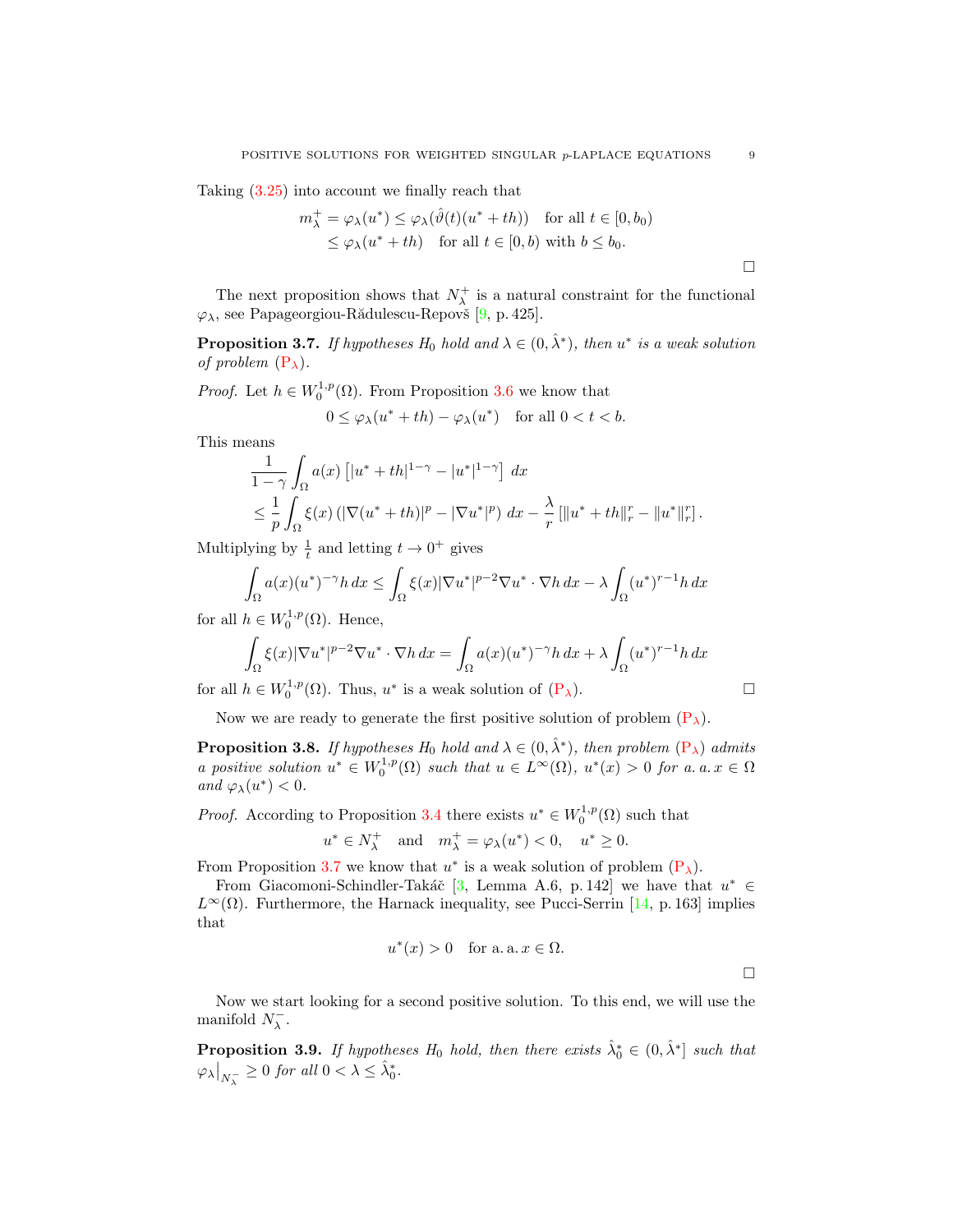Taking (3.25) into account we finally reach that

$$
\begin{aligned}
m_\lambda^+ = \varphi_\lambda(u^*) &\le \varphi_\lambda(\hat{\vartheta}(t)(u^*+th)) \quad \text{for all } t\in[0,b_0)\\
&\le \varphi_\lambda(u^*+th) \quad \text{for all } t\in[0,b) \text{ with } b\le b_0.
\end{aligned}
$$

$\square$

The next proposition shows that $N_\lambda^+$ is a natural constraint for the functional $\varphi_\lambda$, see Papageorgiou-Rădulescu-Repovš [9, p. 425].

**Proposition 3.7.** *If hypotheses $H_0$ hold and $\lambda\in(0,\hat{\lambda}^*)$, then $u^*$ is a weak solution of problem* ($\mathrm{P}_\lambda$).

*Proof.* Let $h\in W_0^{1,p}(\Omega)$. From Proposition 3.6 we know that

$$
0\le \varphi_\lambda(u^*+th)-\varphi_\lambda(u^*) \quad \text{for all } 0<t<b.
$$

This means

$$
\begin{aligned}
&\frac{1}{1-\gamma}\int_\Omega a(x)\left[|u^*+th|^{1-\gamma}-|u^*|^{1-\gamma}\right]\,dx\\
&\le \frac{1}{p}\int_\Omega \xi(x)\left(|\nabla(u^*+th)|^p-|\nabla u^*|^p\right)\,dx-\frac{\lambda}{r}\left[\|u^*+th\|_r^r-\|u^*\|_r^r\right].
\end{aligned}
$$

Multiplying by $\frac{1}{t}$ and letting $t\to 0^+$ gives

$$
\int_\Omega a(x)(u^*)^{-\gamma}h\,dx \le \int_\Omega \xi(x)|\nabla u^*|^{p-2}\nabla u^*\cdot\nabla h\,dx-\lambda\int_\Omega (u^*)^{r-1}h\,dx
$$

for all $h\in W_0^{1,p}(\Omega)$. Hence,

$$
\int_\Omega \xi(x)|\nabla u^*|^{p-2}\nabla u^*\cdot\nabla h\,dx=\int_\Omega a(x)(u^*)^{-\gamma}h\,dx+\lambda\int_\Omega (u^*)^{r-1}h\,dx
$$

for all $h\in W_0^{1,p}(\Omega)$. Thus, $u^*$ is a weak solution of ($\mathrm{P}_\lambda$). $\square$

Now we are ready to generate the first positive solution of problem ($\mathrm{P}_\lambda$).

**Proposition 3.8.** *If hypotheses $H_0$ hold and $\lambda\in(0,\hat{\lambda}^*)$, then problem* ($\mathrm{P}_\lambda$) *admits a positive solution $u^*\in W_0^{1,p}(\Omega)$ such that $u\in L^\infty(\Omega)$, $u^*(x)>0$ for a. a. $x\in\Omega$ and $\varphi_\lambda(u^*)<0$.*

*Proof.* According to Proposition 3.4 there exists $u^*\in W_0^{1,p}(\Omega)$ such that

$$
u^*\in N_\lambda^+ \quad\text{and}\quad m_\lambda^+=\varphi_\lambda(u^*)<0, \quad u^*\ge 0.
$$

From Proposition 3.7 we know that $u^*$ is a weak solution of problem ($\mathrm{P}_\lambda$).

From Giacomoni-Schindler-Takáč [3, Lemma A.6, p. 142] we have that $u^*\in L^\infty(\Omega)$. Furthermore, the Harnack inequality, see Pucci-Serrin [14, p. 163] implies that

$$
u^*(x)>0 \quad \text{for a. a. } x\in\Omega.
$$

$\square$

Now we start looking for a second positive solution. To this end, we will use the manifold $N_\lambda^-$.

**Proposition 3.9.** *If hypotheses $H_0$ hold, then there exists $\hat{\lambda}_0^*\in(0,\hat{\lambda}^*]$ such that $\varphi_\lambda\big|_{N_\lambda^-}\ge 0$ for all $0<\lambda\le\hat{\lambda}_0^*$.*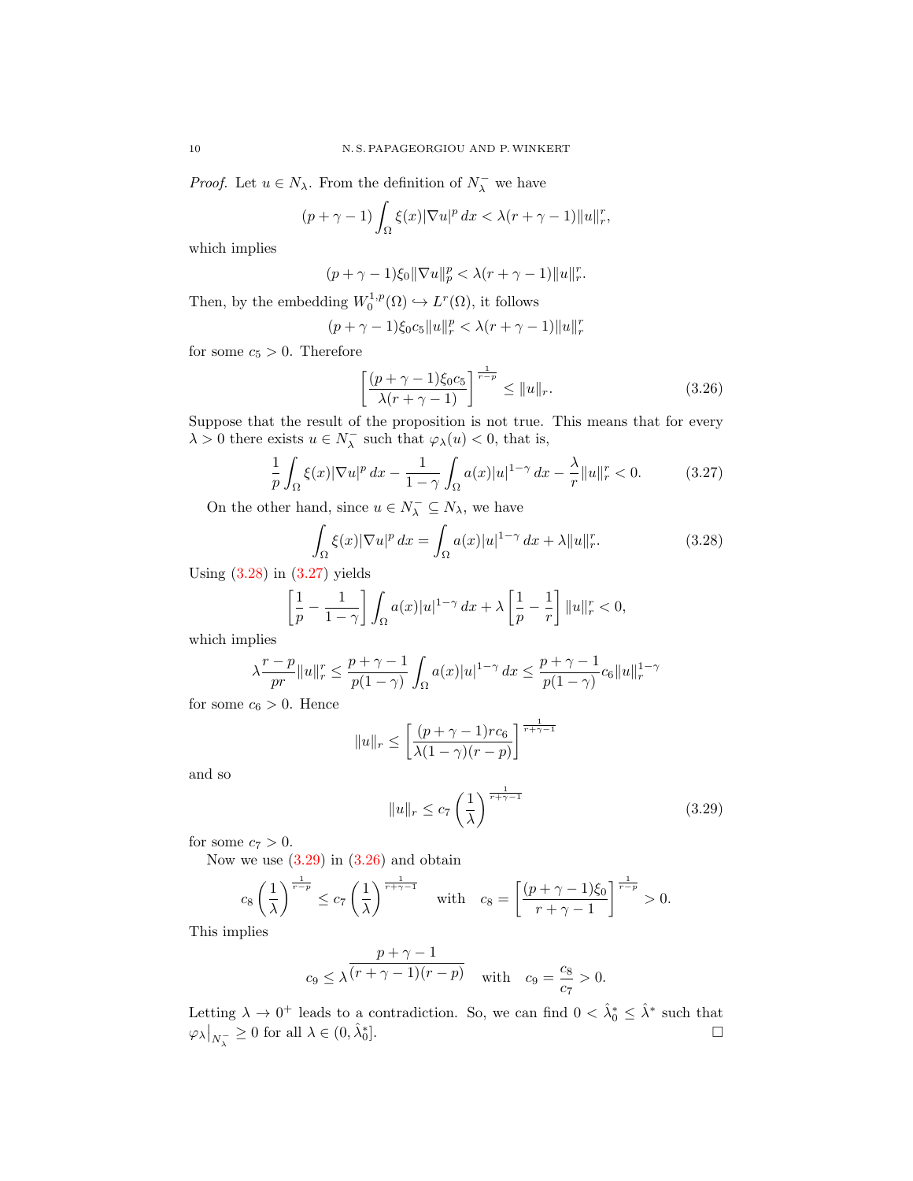*Proof.* Let $u \in N_\lambda$. From the definition of $N_\lambda^-$ we have

$$(p+\gamma-1)\int_\Omega \xi(x)|\nabla u|^p\,dx < \lambda(r+\gamma-1)\|u\|_r^r,$$

which implies

$$(p+\gamma-1)\xi_0\|\nabla u\|_p^p < \lambda(r+\gamma-1)\|u\|_r^r.$$

Then, by the embedding $W_0^{1,p}(\Omega) \hookrightarrow L^r(\Omega)$, it follows

$$(p+\gamma-1)\xi_0 c_5\|u\|_r^p < \lambda(r+\gamma-1)\|u\|_r^r$$

for some $c_5>0$. Therefore

$$\left[\frac{(p+\gamma-1)\xi_0 c_5}{\lambda(r+\gamma-1)}\right]^{\frac{1}{r-p}} \leq \|u\|_r. \tag{3.26}$$

Suppose that the result of the proposition is not true. This means that for every $\lambda>0$ there exists $u \in N_\lambda^-$ such that $\varphi_\lambda(u)<0$, that is,

$$\frac{1}{p}\int_\Omega \xi(x)|\nabla u|^p\,dx - \frac{1}{1-\gamma}\int_\Omega a(x)|u|^{1-\gamma}\,dx - \frac{\lambda}{r}\|u\|_r^r < 0. \tag{3.27}$$

On the other hand, since $u \in N_\lambda^- \subseteq N_\lambda$, we have

$$\int_\Omega \xi(x)|\nabla u|^p\,dx = \int_\Omega a(x)|u|^{1-\gamma}\,dx + \lambda\|u\|_r^r. \tag{3.28}$$

Using (3.28) in (3.27) yields

$$\left[\frac{1}{p}-\frac{1}{1-\gamma}\right]\int_\Omega a(x)|u|^{1-\gamma}\,dx + \lambda\left[\frac{1}{p}-\frac{1}{r}\right]\|u\|_r^r < 0,$$

which implies

$$\lambda\frac{r-p}{pr}\|u\|_r^r \leq \frac{p+\gamma-1}{p(1-\gamma)}\int_\Omega a(x)|u|^{1-\gamma}\,dx \leq \frac{p+\gamma-1}{p(1-\gamma)}c_6\|u\|_r^{1-\gamma}$$

for some $c_6>0$. Hence

$$\|u\|_r \leq \left[\frac{(p+\gamma-1)rc_6}{\lambda(1-\gamma)(r-p)}\right]^{\frac{1}{r+\gamma-1}}$$

and so

$$\|u\|_r \leq c_7\left(\frac{1}{\lambda}\right)^{\frac{1}{r+\gamma-1}} \tag{3.29}$$

for some $c_7>0$.

Now we use (3.29) in (3.26) and obtain

$$c_8\left(\frac{1}{\lambda}\right)^{\frac{1}{r-p}} \leq c_7\left(\frac{1}{\lambda}\right)^{\frac{1}{r+\gamma-1}} \quad \text{with} \quad c_8=\left[\frac{(p+\gamma-1)\xi_0}{r+\gamma-1}\right]^{\frac{1}{r-p}}>0.$$

This implies

$$c_9 \leq \lambda^{\frac{p+\gamma-1}{(r+\gamma-1)(r-p)}} \quad \text{with} \quad c_9=\frac{c_8}{c_7}>0.$$

Letting $\lambda \to 0^+$ leads to a contradiction. So, we can find $0<\hat{\lambda}_0^* \leq \hat{\lambda}^*$ such that $\varphi_\lambda\big|_{N_\lambda^-} \geq 0$ for all $\lambda \in (0,\hat{\lambda}_0^*]$. $\square$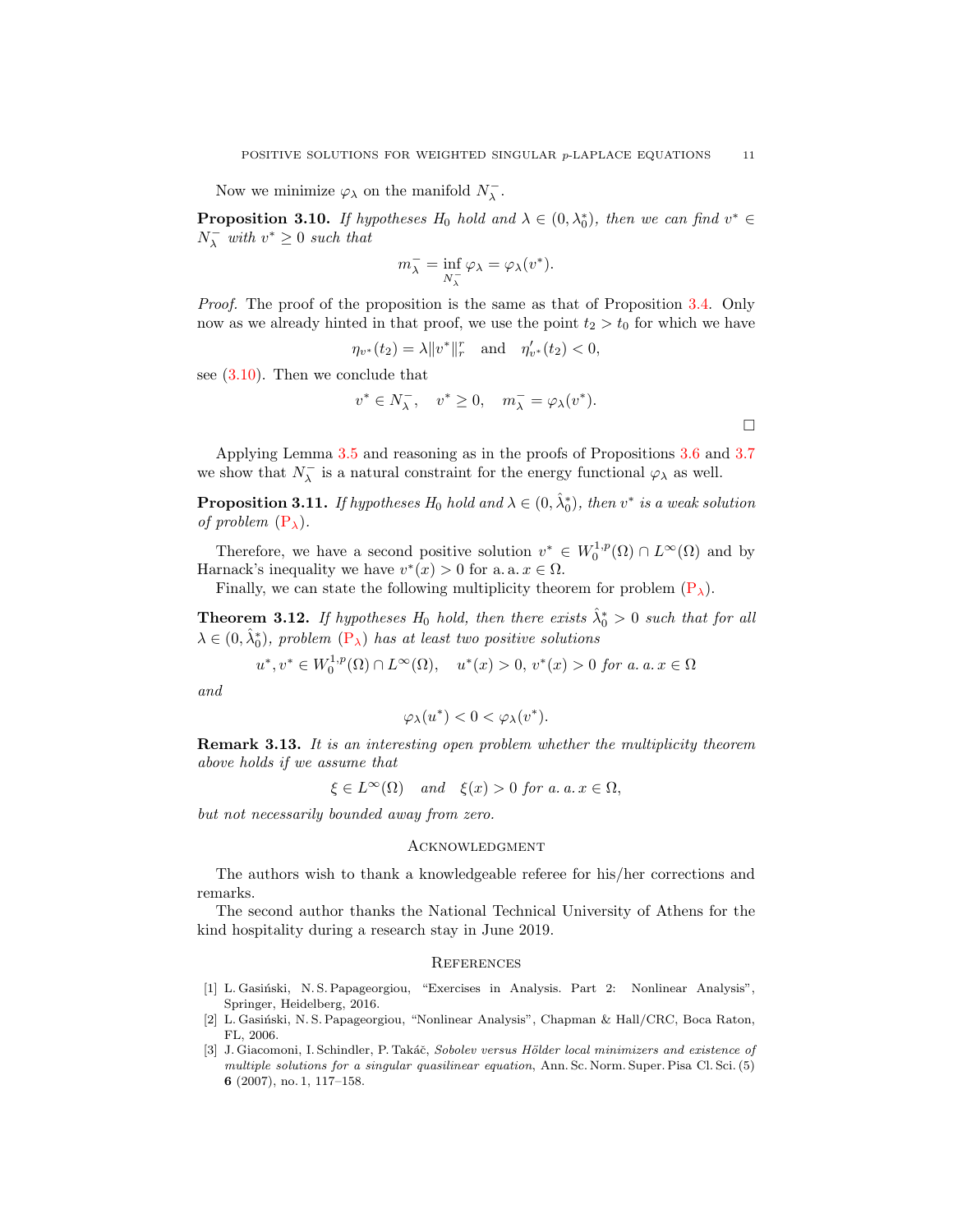Now we minimize $\varphi_\lambda$ on the manifold $N_\lambda^-$.

**Proposition 3.10.** *If hypotheses $H_0$ hold and $\lambda \in (0, \lambda_0^*)$, then we can find $v^* \in N_\lambda^-$ with $v^* \geq 0$ such that*

$$m_\lambda^- = \inf_{N_\lambda^-} \varphi_\lambda = \varphi_\lambda(v^*).$$

*Proof.* The proof of the proposition is the same as that of Proposition 3.4. Only now as we already hinted in that proof, we use the point $t_2 > t_0$ for which we have

$$\eta_{v^*}(t_2) = \lambda \|v^*\|_r^r \quad \text{and} \quad \eta'_{v^*}(t_2) < 0,$$

see (3.10). Then we conclude that

$$v^* \in N_\lambda^-, \quad v^* \geq 0, \quad m_\lambda^- = \varphi_\lambda(v^*).$$

□

Applying Lemma 3.5 and reasoning as in the proofs of Propositions 3.6 and 3.7 we show that $N_\lambda^-$ is a natural constraint for the energy functional $\varphi_\lambda$ as well.

**Proposition 3.11.** *If hypotheses $H_0$ hold and $\lambda \in (0, \hat{\lambda}_0^*)$, then $v^*$ is a weak solution of problem ($\mathrm{P}_\lambda$).*

Therefore, we have a second positive solution $v^* \in W_0^{1,p}(\Omega) \cap L^\infty(\Omega)$ and by Harnack's inequality we have $v^*(x) > 0$ for a. a. $x \in \Omega$.

Finally, we can state the following multiplicity theorem for problem ($\mathrm{P}_\lambda$).

**Theorem 3.12.** *If hypotheses $H_0$ hold, then there exists $\hat{\lambda}_0^* > 0$ such that for all $\lambda \in (0, \hat{\lambda}_0^*)$, problem ($\mathrm{P}_\lambda$) has at least two positive solutions*

$$u^*, v^* \in W_0^{1,p}(\Omega) \cap L^\infty(\Omega), \quad u^*(x) > 0,\ v^*(x) > 0 \text{ for a. a. } x \in \Omega$$

*and*

$$\varphi_\lambda(u^*) < 0 < \varphi_\lambda(v^*).$$

**Remark 3.13.** *It is an interesting open problem whether the multiplicity theorem above holds if we assume that*

$$\xi \in L^\infty(\Omega) \quad \text{and} \quad \xi(x) > 0 \text{ for a. a. } x \in \Omega,$$

*but not necessarily bounded away from zero.*

## Acknowledgment

The authors wish to thank a knowledgeable referee for his/her corrections and remarks.

The second author thanks the National Technical University of Athens for the kind hospitality during a research stay in June 2019.

## References

[1] L. Gasiński, N. S. Papageorgiou, "Exercises in Analysis. Part 2: Nonlinear Analysis", Springer, Heidelberg, 2016.

[2] L. Gasiński, N. S. Papageorgiou, "Nonlinear Analysis", Chapman & Hall/CRC, Boca Raton, FL, 2006.

[3] J. Giacomoni, I. Schindler, P. Takáč, *Sobolev versus Hölder local minimizers and existence of multiple solutions for a singular quasilinear equation*, Ann. Sc. Norm. Super. Pisa Cl. Sci. (5) **6** (2007), no. 1, 117–158.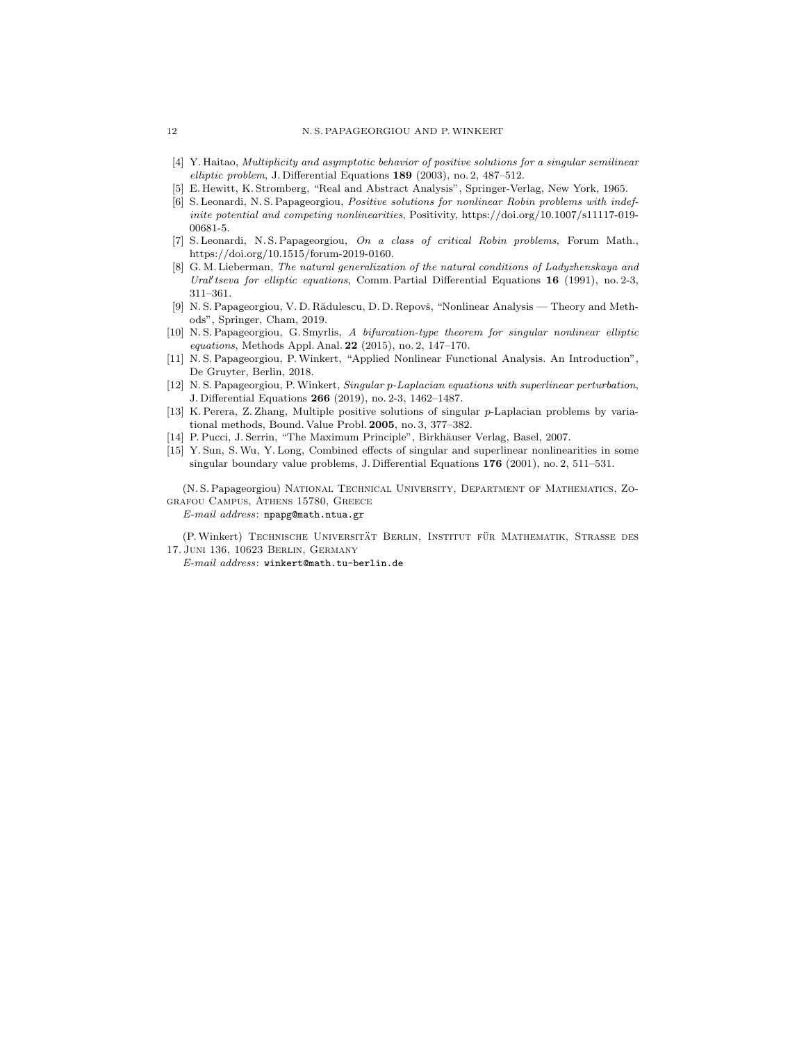- [4] Y. Haitao, *Multiplicity and asymptotic behavior of positive solutions for a singular semilinear elliptic problem*, J. Differential Equations **189** (2003), no. 2, 487–512.
- [5] E. Hewitt, K. Stromberg, "Real and Abstract Analysis", Springer-Verlag, New York, 1965.
- [6] S. Leonardi, N. S. Papageorgiou, *Positive solutions for nonlinear Robin problems with indefinite potential and competing nonlinearities*, Positivity, https://doi.org/10.1007/s11117-019-00681-5.
- [7] S. Leonardi, N. S. Papageorgiou, *On a class of critical Robin problems*, Forum Math., https://doi.org/10.1515/forum-2019-0160.
- [8] G. M. Lieberman, *The natural generalization of the natural conditions of Ladyzhenskaya and Ural′tseva for elliptic equations*, Comm. Partial Differential Equations **16** (1991), no. 2-3, 311–361.
- [9] N. S. Papageorgiou, V. D. Rădulescu, D. D. Repovš, "Nonlinear Analysis — Theory and Methods", Springer, Cham, 2019.
- [10] N. S. Papageorgiou, G. Smyrlis, *A bifurcation-type theorem for singular nonlinear elliptic equations*, Methods Appl. Anal. **22** (2015), no. 2, 147–170.
- [11] N. S. Papageorgiou, P. Winkert, "Applied Nonlinear Functional Analysis. An Introduction", De Gruyter, Berlin, 2018.
- [12] N. S. Papageorgiou, P. Winkert, *Singular p-Laplacian equations with superlinear perturbation*, J. Differential Equations **266** (2019), no. 2-3, 1462–1487.
- [13] K. Perera, Z. Zhang, Multiple positive solutions of singular $p$-Laplacian problems by variational methods, Bound. Value Probl. **2005**, no. 3, 377–382.
- [14] P. Pucci, J. Serrin, "The Maximum Principle", Birkhäuser Verlag, Basel, 2007.
- [15] Y. Sun, S. Wu, Y. Long, Combined effects of singular and superlinear nonlinearities in some singular boundary value problems, J. Differential Equations **176** (2001), no. 2, 511–531.

(N. S. Papageorgiou) National Technical University, Department of Mathematics, Zografou Campus, Athens 15780, Greece

*E-mail address*: `npapg@math.ntua.gr`

(P. Winkert) Technische Universität Berlin, Institut für Mathematik, Strasse des 17. Juni 136, 10623 Berlin, Germany

*E-mail address*: `winkert@math.tu-berlin.de`